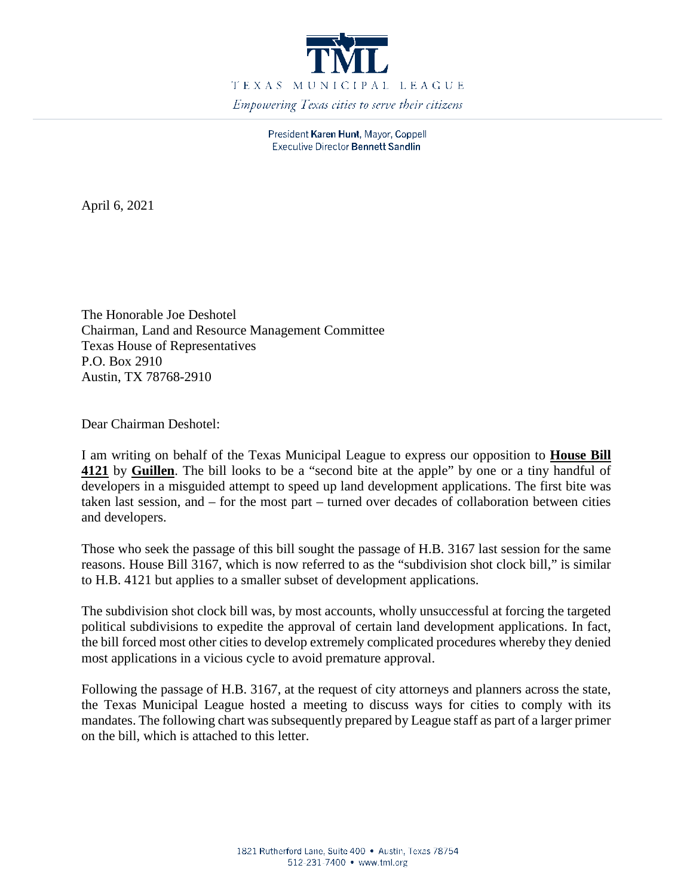TEXAS MUNICIPAL LEAGUE

*Empowering Texas cities to serve their citizens*

President **Karen Hunt**, Mayor, Coppell
Executive Director **Bennett Sandlin**

April 6, 2021

The Honorable Joe Deshotel
Chairman, Land and Resource Management Committee
Texas House of Representatives
P.O. Box 2910
Austin, TX 78768-2910

Dear Chairman Deshotel:

I am writing on behalf of the Texas Municipal League to express our opposition to **House Bill 4121** by **Guillen**. The bill looks to be a "second bite at the apple" by one or a tiny handful of developers in a misguided attempt to speed up land development applications. The first bite was taken last session, and – for the most part – turned over decades of collaboration between cities and developers.

Those who seek the passage of this bill sought the passage of H.B. 3167 last session for the same reasons. House Bill 3167, which is now referred to as the "subdivision shot clock bill," is similar to H.B. 4121 but applies to a smaller subset of development applications.

The subdivision shot clock bill was, by most accounts, wholly unsuccessful at forcing the targeted political subdivisions to expedite the approval of certain land development applications. In fact, the bill forced most other cities to develop extremely complicated procedures whereby they denied most applications in a vicious cycle to avoid premature approval.

Following the passage of H.B. 3167, at the request of city attorneys and planners across the state, the Texas Municipal League hosted a meeting to discuss ways for cities to comply with its mandates. The following chart was subsequently prepared by League staff as part of a larger primer on the bill, which is attached to this letter.

1821 Rutherford Lane, Suite 400 • Austin, Texas 78754
512-231-7400 • www.tml.org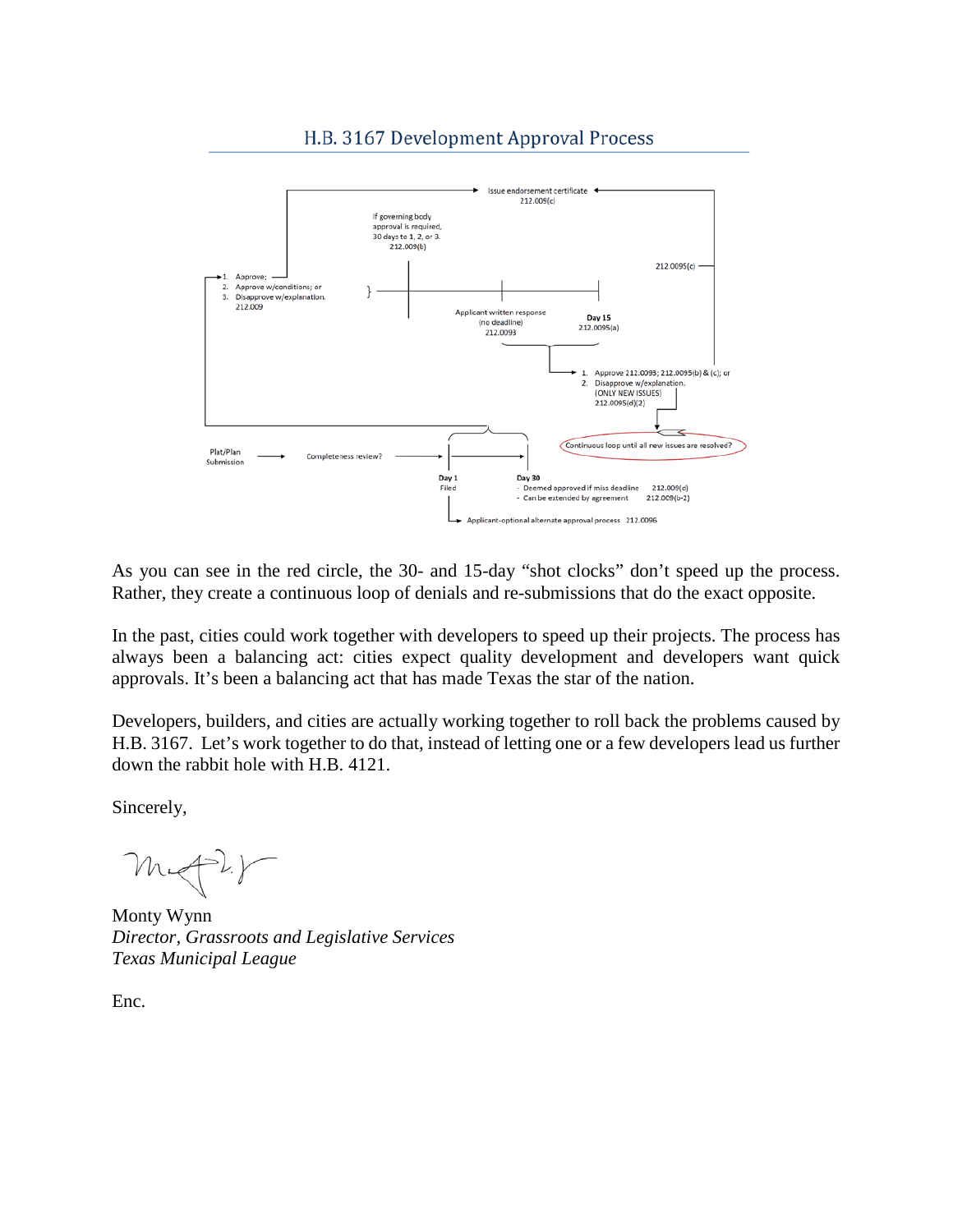## H.B. 3167 Development Approval Process

Issue endorsement certificate
212.009(c)

If governing body approval is required, 30 days to 1, 2, or 3.
212.009(b)

212.0095(c)

1. Approve;
2. Approve w/conditions; or
3. Disapprove w/explanation.
212.009

Applicant written response
(no deadline)
212.0093

Day 15
212.0095(a)

1. Approve 212.0093; 212.0095(b) & (c); or
2. Disapprove w/explanation.
(ONLY NEW ISSUES)
212.0095(d)(2)

Continuous loop until all new issues are resolved?

Plat/Plan Submission

Completeness review?

Day 1
Filed

Day 30
- Deemed approved if miss deadline 212.009(d)
- Can be extended by agreement 212.009(b-2)

Applicant-optional alternate approval process 212.0096

As you can see in the red circle, the 30- and 15-day "shot clocks" don't speed up the process. Rather, they create a continuous loop of denials and re-submissions that do the exact opposite.

In the past, cities could work together with developers to speed up their projects. The process has always been a balancing act: cities expect quality development and developers want quick approvals. It's been a balancing act that has made Texas the star of the nation.

Developers, builders, and cities are actually working together to roll back the problems caused by H.B. 3167. Let's work together to do that, instead of letting one or a few developers lead us further down the rabbit hole with H.B. 4121.

Sincerely,

Monty Wynn
*Director, Grassroots and Legislative Services*
*Texas Municipal League*

Enc.